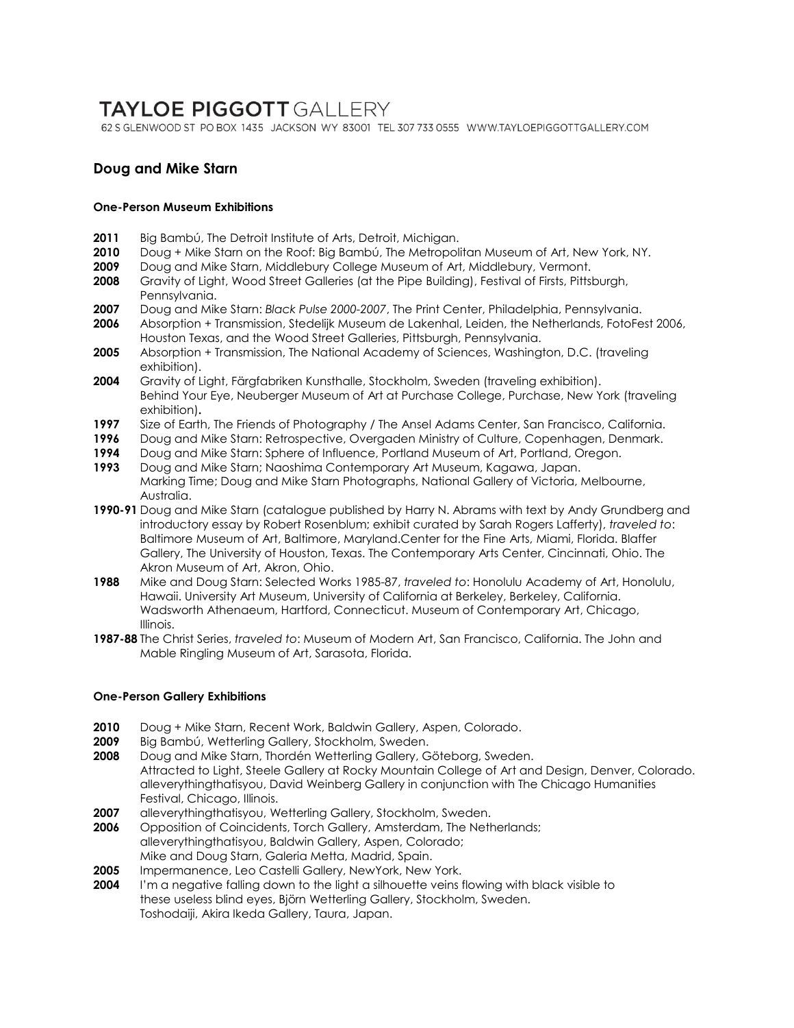# TAYLOE PIGGOTT GALLERY

62 S GLENWOOD ST PO BOX 1435 JACKSON WY 83001 TEL 307 733 0555 WWW.TAYLOEPIGGOTTGALLERY.COM

## Doug and Mike Starn

### One-Person Museum Exhibitions

**2011** Big Bambú, The Detroit Institute of Arts, Detroit, Michigan.
**2010** Doug + Mike Starn on the Roof: Big Bambú, The Metropolitan Museum of Art, New York, NY.
**2009** Doug and Mike Starn, Middlebury College Museum of Art, Middlebury, Vermont.
**2008** Gravity of Light, Wood Street Galleries (at the Pipe Building), Festival of Firsts, Pittsburgh, Pennsylvania.
**2007** Doug and Mike Starn: *Black Pulse 2000-2007*, The Print Center, Philadelphia, Pennsylvania.
**2006** Absorption + Transmission, Stedelijk Museum de Lakenhal, Leiden, the Netherlands, FotoFest 2006, Houston Texas, and the Wood Street Galleries, Pittsburgh, Pennsylvania.
**2005** Absorption + Transmission, The National Academy of Sciences, Washington, D.C. (traveling exhibition).
**2004** Gravity of Light, Färgfabriken Kunsthalle, Stockholm, Sweden (traveling exhibition).
Behind Your Eye, Neuberger Museum of Art at Purchase College, Purchase, New York (traveling exhibition).
**1997** Size of Earth, The Friends of Photography / The Ansel Adams Center, San Francisco, California.
**1996** Doug and Mike Starn: Retrospective, Overgaden Ministry of Culture, Copenhagen, Denmark.
**1994** Doug and Mike Starn: Sphere of Influence, Portland Museum of Art, Portland, Oregon.
**1993** Doug and Mike Starn; Naoshima Contemporary Art Museum, Kagawa, Japan.
Marking Time; Doug and Mike Starn Photographs, National Gallery of Victoria, Melbourne, Australia.
**1990-91** Doug and Mike Starn (catalogue published by Harry N. Abrams with text by Andy Grundberg and introductory essay by Robert Rosenblum; exhibit curated by Sarah Rogers Lafferty), *traveled to*: Baltimore Museum of Art, Baltimore, Maryland.Center for the Fine Arts, Miami, Florida. Blaffer Gallery, The University of Houston, Texas. The Contemporary Arts Center, Cincinnati, Ohio. The Akron Museum of Art, Akron, Ohio.
**1988** Mike and Doug Starn: Selected Works 1985-87, *traveled to*: Honolulu Academy of Art, Honolulu, Hawaii. University Art Museum, University of California at Berkeley, Berkeley, California. Wadsworth Athenaeum, Hartford, Connecticut. Museum of Contemporary Art, Chicago, Illinois.
**1987-88** The Christ Series, *traveled to*: Museum of Modern Art, San Francisco, California. The John and Mable Ringling Museum of Art, Sarasota, Florida.

### One-Person Gallery Exhibitions

**2010** Doug + Mike Starn, Recent Work, Baldwin Gallery, Aspen, Colorado.
**2009** Big Bambú, Wetterling Gallery, Stockholm, Sweden.
**2008** Doug and Mike Starn, Thordén Wetterling Gallery, Göteborg, Sweden.
Attracted to Light, Steele Gallery at Rocky Mountain College of Art and Design, Denver, Colorado.
alleverythingthatisyou, David Weinberg Gallery in conjunction with The Chicago Humanities Festival, Chicago, Illinois.
**2007** alleverythingthatisyou, Wetterling Gallery, Stockholm, Sweden.
**2006** Opposition of Coincidents, Torch Gallery, Amsterdam, The Netherlands;
alleverythingthatisyou, Baldwin Gallery, Aspen, Colorado;
Mike and Doug Starn, Galeria Metta, Madrid, Spain.
**2005** Impermanence, Leo Castelli Gallery, NewYork, New York.
**2004** I'm a negative falling down to the light a silhouette veins flowing with black visible to these useless blind eyes, Björn Wetterling Gallery, Stockholm, Sweden.
Toshodaiji, Akira Ikeda Gallery, Taura, Japan.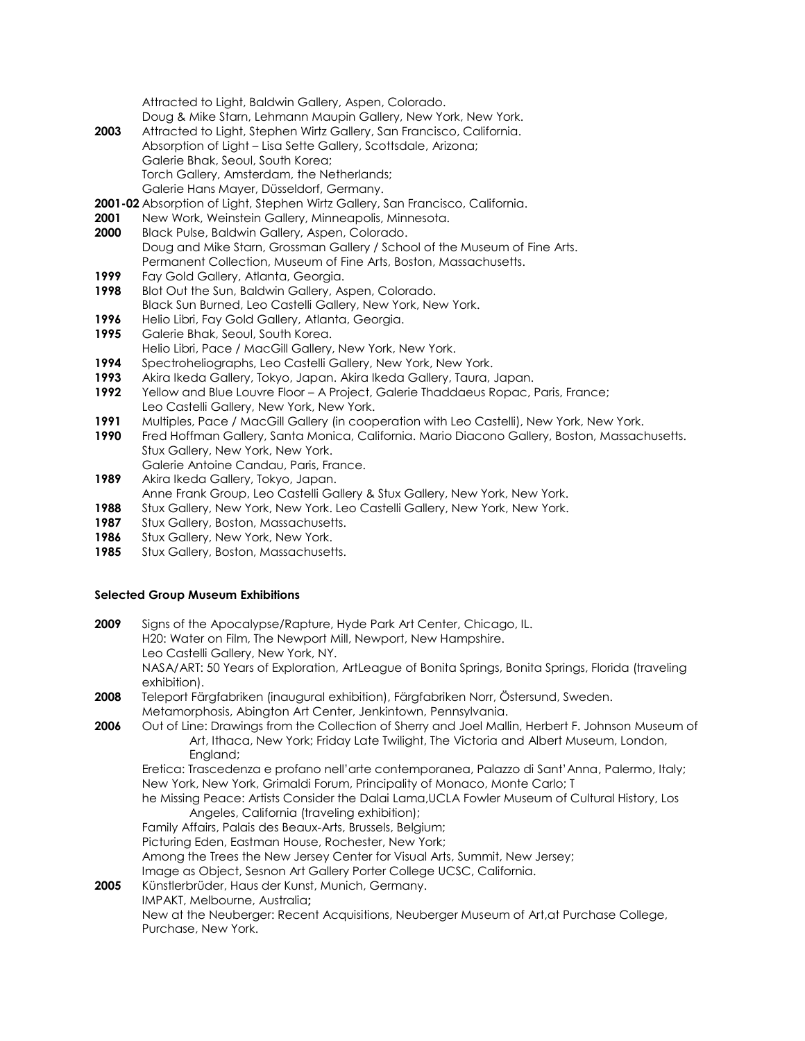Attracted to Light, Baldwin Gallery, Aspen, Colorado.
Doug & Mike Starn, Lehmann Maupin Gallery, New York, New York.

**2003** Attracted to Light, Stephen Wirtz Gallery, San Francisco, California.
Absorption of Light – Lisa Sette Gallery, Scottsdale, Arizona;
Galerie Bhak, Seoul, South Korea;
Torch Gallery, Amsterdam, the Netherlands;
Galerie Hans Mayer, Düsseldorf, Germany.

**2001-02** Absorption of Light, Stephen Wirtz Gallery, San Francisco, California.

**2001** New Work, Weinstein Gallery, Minneapolis, Minnesota.

**2000** Black Pulse, Baldwin Gallery, Aspen, Colorado.
Doug and Mike Starn, Grossman Gallery / School of the Museum of Fine Arts.
Permanent Collection, Museum of Fine Arts, Boston, Massachusetts.

**1999** Fay Gold Gallery, Atlanta, Georgia.

**1998** Blot Out the Sun, Baldwin Gallery, Aspen, Colorado.
Black Sun Burned, Leo Castelli Gallery, New York, New York.

**1996** Helio Libri, Fay Gold Gallery, Atlanta, Georgia.

**1995** Galerie Bhak, Seoul, South Korea.
Helio Libri, Pace / MacGill Gallery, New York, New York.

**1994** Spectroheliographs, Leo Castelli Gallery, New York, New York.

**1993** Akira Ikeda Gallery, Tokyo, Japan. Akira Ikeda Gallery, Taura, Japan.

**1992** Yellow and Blue Louvre Floor – A Project, Galerie Thaddaeus Ropac, Paris, France;
Leo Castelli Gallery, New York, New York.

**1991** Multiples, Pace / MacGill Gallery (in cooperation with Leo Castelli), New York, New York.

**1990** Fred Hoffman Gallery, Santa Monica, California. Mario Diacono Gallery, Boston, Massachusetts.
Stux Gallery, New York, New York.
Galerie Antoine Candau, Paris, France.

**1989** Akira Ikeda Gallery, Tokyo, Japan.
Anne Frank Group, Leo Castelli Gallery & Stux Gallery, New York, New York.

**1988** Stux Gallery, New York, New York. Leo Castelli Gallery, New York, New York.

**1987** Stux Gallery, Boston, Massachusetts.

**1986** Stux Gallery, New York, New York.

**1985** Stux Gallery, Boston, Massachusetts.

**Selected Group Museum Exhibitions**

**2009** Signs of the Apocalypse/Rapture, Hyde Park Art Center, Chicago, IL.
H20: Water on Film, The Newport Mill, Newport, New Hampshire.
Leo Castelli Gallery, New York, NY.
NASA/ART: 50 Years of Exploration, ArtLeague of Bonita Springs, Bonita Springs, Florida (traveling exhibition).

**2008** Teleport Färgfabriken (inaugural exhibition), Färgfabriken Norr, Östersund, Sweden.
Metamorphosis, Abington Art Center, Jenkintown, Pennsylvania.

**2006** Out of Line: Drawings from the Collection of Sherry and Joel Mallin, Herbert F. Johnson Museum of Art, Ithaca, New York; Friday Late Twilight, The Victoria and Albert Museum, London, England;
Eretica: Trascedenza e profano nell'arte contemporanea, Palazzo di Sant'Anna, Palermo, Italy;
New York, New York, Grimaldi Forum, Principality of Monaco, Monte Carlo; T
he Missing Peace: Artists Consider the Dalai Lama,UCLA Fowler Museum of Cultural History, Los Angeles, California (traveling exhibition);
Family Affairs, Palais des Beaux-Arts, Brussels, Belgium;
Picturing Eden, Eastman House, Rochester, New York;
Among the Trees the New Jersey Center for Visual Arts, Summit, New Jersey;
Image as Object, Sesnon Art Gallery Porter College UCSC, California.

**2005** Künstlerbrüder, Haus der Kunst, Munich, Germany.
IMPAKT, Melbourne, Australia**;**
New at the Neuberger: Recent Acquisitions, Neuberger Museum of Art,at Purchase College, Purchase, New York.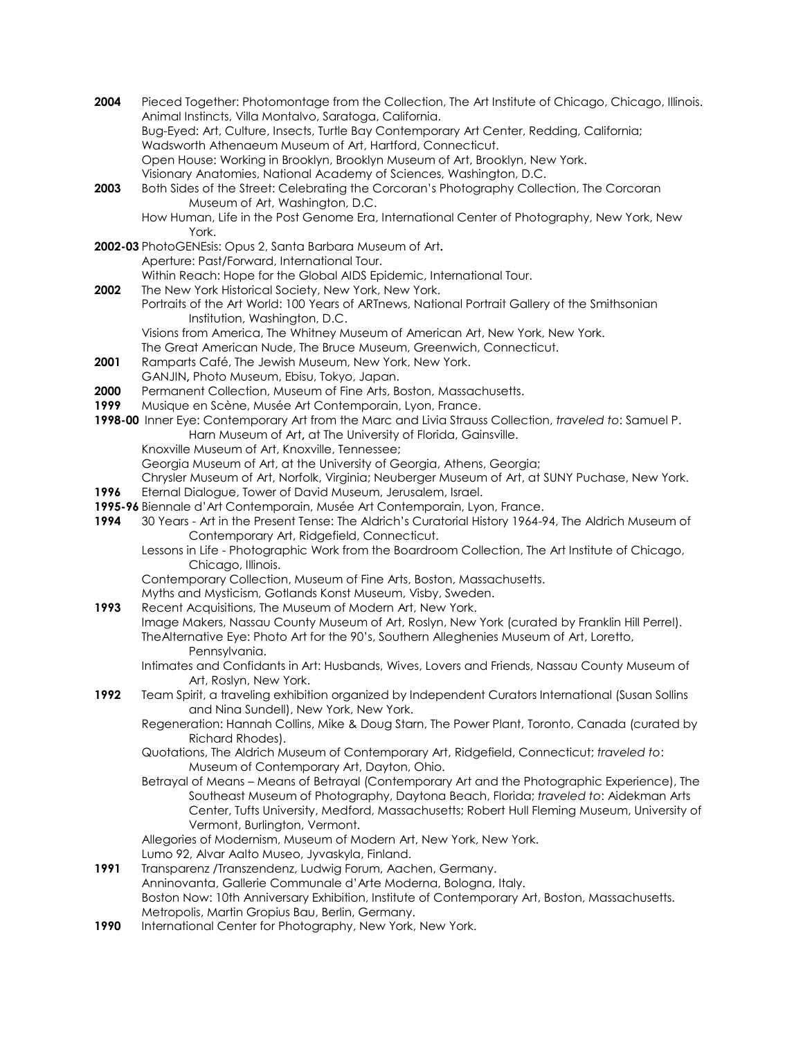**2004** Pieced Together: Photomontage from the Collection, The Art Institute of Chicago, Chicago, Illinois.
Animal Instincts, Villa Montalvo, Saratoga, California.
Bug-Eyed: Art, Culture, Insects, Turtle Bay Contemporary Art Center, Redding, California; Wadsworth Athenaeum Museum of Art, Hartford, Connecticut.
Open House: Working in Brooklyn, Brooklyn Museum of Art, Brooklyn, New York.
Visionary Anatomies, National Academy of Sciences, Washington, D.C.

**2003** Both Sides of the Street: Celebrating the Corcoran's Photography Collection, The Corcoran Museum of Art, Washington, D.C.
How Human, Life in the Post Genome Era, International Center of Photography, New York, New York.

**2002-03** PhotoGENEsis: Opus 2, Santa Barbara Museum of Art**.**
Aperture: Past/Forward, International Tour.
Within Reach: Hope for the Global AIDS Epidemic, International Tour.

**2002** The New York Historical Society, New York, New York.
Portraits of the Art World: 100 Years of ARTnews, National Portrait Gallery of the Smithsonian Institution, Washington, D.C.
Visions from America, The Whitney Museum of American Art, New York, New York.
The Great American Nude, The Bruce Museum, Greenwich, Connecticut.

**2001** Ramparts Café, The Jewish Museum, New York, New York.
GANJIN**,** Photo Museum, Ebisu, Tokyo, Japan.

**2000** Permanent Collection, Museum of Fine Arts, Boston, Massachusetts.

**1999** Musique en Scène, Musée Art Contemporain, Lyon, France.

**1998-00** Inner Eye: Contemporary Art from the Marc and Livia Strauss Collection, *traveled to*: Samuel P. Harn Museum of Art**,** at The University of Florida, Gainsville.
Knoxville Museum of Art, Knoxville, Tennessee;
Georgia Museum of Art, at the University of Georgia, Athens, Georgia;
Chrysler Museum of Art, Norfolk, Virginia; Neuberger Museum of Art, at SUNY Puchase, New York.

**1996** Eternal Dialogue, Tower of David Museum, Jerusalem, Israel.

**1995-96** Biennale d'Art Contemporain, Musée Art Contemporain, Lyon, France.

**1994** 30 Years - Art in the Present Tense: The Aldrich's Curatorial History 1964-94, The Aldrich Museum of Contemporary Art, Ridgefield, Connecticut.
Lessons in Life - Photographic Work from the Boardroom Collection, The Art Institute of Chicago, Chicago, Illinois.
Contemporary Collection, Museum of Fine Arts, Boston, Massachusetts.
Myths and Mysticism, Gotlands Konst Museum, Visby, Sweden.

**1993** Recent Acquisitions, The Museum of Modern Art, New York.
Image Makers, Nassau County Museum of Art, Roslyn, New York (curated by Franklin Hill Perrel).
TheAlternative Eye: Photo Art for the 90's, Southern Alleghenies Museum of Art, Loretto, Pennsylvania.
Intimates and Confidants in Art: Husbands, Wives, Lovers and Friends, Nassau County Museum of Art, Roslyn, New York.

**1992** Team Spirit, a traveling exhibition organized by Independent Curators International (Susan Sollins and Nina Sundell), New York, New York.
Regeneration: Hannah Collins, Mike & Doug Starn, The Power Plant, Toronto, Canada (curated by Richard Rhodes).
Quotations, The Aldrich Museum of Contemporary Art, Ridgefield, Connecticut; *traveled to*: Museum of Contemporary Art, Dayton, Ohio.
Betrayal of Means – Means of Betrayal (Contemporary Art and the Photographic Experience), The Southeast Museum of Photography, Daytona Beach, Florida; *traveled to*: Aidekman Arts Center, Tufts University, Medford, Massachusetts; Robert Hull Fleming Museum, University of Vermont, Burlington, Vermont.
Allegories of Modernism, Museum of Modern Art, New York, New York.
Lumo 92, Alvar Aalto Museo, Jyvaskyla, Finland.

**1991** Transparenz /Transzendenz, Ludwig Forum, Aachen, Germany.
Anninovanta, Gallerie Communale d'Arte Moderna, Bologna, Italy.
Boston Now: 10th Anniversary Exhibition, Institute of Contemporary Art, Boston, Massachusetts.
Metropolis, Martin Gropius Bau, Berlin, Germany.

**1990** International Center for Photography, New York, New York.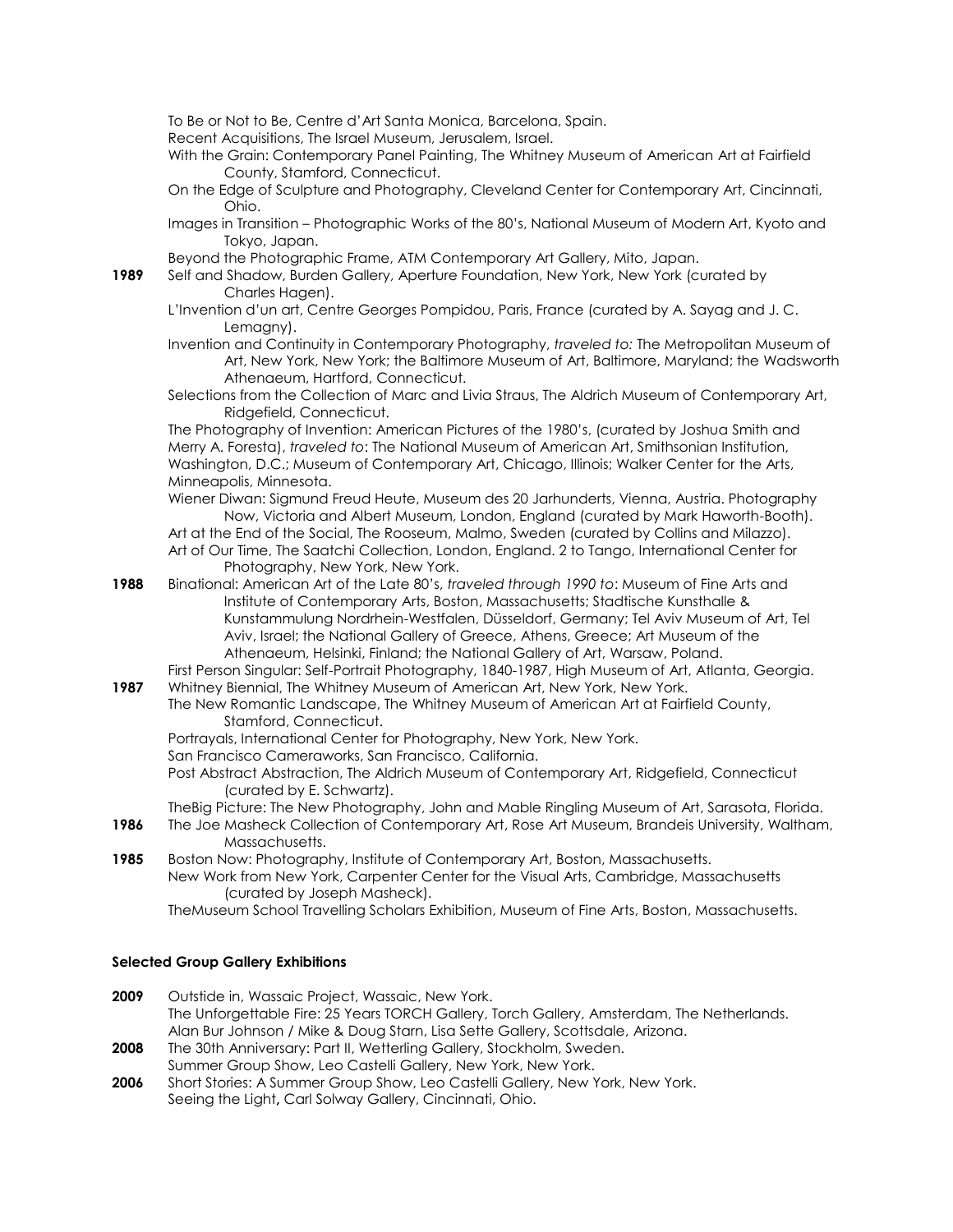To Be or Not to Be, Centre d'Art Santa Monica, Barcelona, Spain.
Recent Acquisitions, The Israel Museum, Jerusalem, Israel.
With the Grain: Contemporary Panel Painting, The Whitney Museum of American Art at Fairfield County, Stamford, Connecticut.
On the Edge of Sculpture and Photography, Cleveland Center for Contemporary Art, Cincinnati, Ohio.
Images in Transition – Photographic Works of the 80's, National Museum of Modern Art, Kyoto and Tokyo, Japan.
Beyond the Photographic Frame, ATM Contemporary Art Gallery, Mito, Japan.

**1989** Self and Shadow, Burden Gallery, Aperture Foundation, New York, New York (curated by Charles Hagen).
L'Invention d'un art, Centre Georges Pompidou, Paris, France (curated by A. Sayag and J. C. Lemagny).
Invention and Continuity in Contemporary Photography, *traveled to:* The Metropolitan Museum of Art, New York, New York; the Baltimore Museum of Art, Baltimore, Maryland; the Wadsworth Athenaeum, Hartford, Connecticut.
Selections from the Collection of Marc and Livia Straus, The Aldrich Museum of Contemporary Art, Ridgefield, Connecticut.
The Photography of Invention: American Pictures of the 1980's, (curated by Joshua Smith and Merry A. Foresta), *traveled to*: The National Museum of American Art, Smithsonian Institution, Washington, D.C.; Museum of Contemporary Art, Chicago, Illinois; Walker Center for the Arts, Minneapolis, Minnesota.
Wiener Diwan: Sigmund Freud Heute, Museum des 20 Jarhunderts, Vienna, Austria. Photography Now, Victoria and Albert Museum, London, England (curated by Mark Haworth-Booth).
Art at the End of the Social, The Rooseum, Malmo, Sweden (curated by Collins and Milazzo).
Art of Our Time, The Saatchi Collection, London, England. 2 to Tango, International Center for Photography, New York, New York.

**1988** Binational: American Art of the Late 80's, *traveled through 1990 to*: Museum of Fine Arts and Institute of Contemporary Arts, Boston, Massachusetts; Stadtische Kunsthalle & Kunstammulung Nordrhein-Westfalen, Düsseldorf, Germany; Tel Aviv Museum of Art, Tel Aviv, Israel; the National Gallery of Greece, Athens, Greece; Art Museum of the Athenaeum, Helsinki, Finland; the National Gallery of Art, Warsaw, Poland.
First Person Singular: Self-Portrait Photography, 1840-1987, High Museum of Art, Atlanta, Georgia.

**1987** Whitney Biennial, The Whitney Museum of American Art, New York, New York.
The New Romantic Landscape, The Whitney Museum of American Art at Fairfield County, Stamford, Connecticut.
Portrayals, International Center for Photography, New York, New York.
San Francisco Cameraworks, San Francisco, California.
Post Abstract Abstraction, The Aldrich Museum of Contemporary Art, Ridgefield, Connecticut (curated by E. Schwartz).
TheBig Picture: The New Photography, John and Mable Ringling Museum of Art, Sarasota, Florida.

**1986** The Joe Masheck Collection of Contemporary Art, Rose Art Museum, Brandeis University, Waltham, Massachusetts.

**1985** Boston Now: Photography, Institute of Contemporary Art, Boston, Massachusetts.
New Work from New York, Carpenter Center for the Visual Arts, Cambridge, Massachusetts (curated by Joseph Masheck).
TheMuseum School Travelling Scholars Exhibition, Museum of Fine Arts, Boston, Massachusetts.

**Selected Group Gallery Exhibitions**

**2009** Outstide in, Wassaic Project, Wassaic, New York.
The Unforgettable Fire: 25 Years TORCH Gallery, Torch Gallery, Amsterdam, The Netherlands.
Alan Bur Johnson / Mike & Doug Starn, Lisa Sette Gallery, Scottsdale, Arizona.

**2008** The 30th Anniversary: Part II, Wetterling Gallery, Stockholm, Sweden.
Summer Group Show, Leo Castelli Gallery, New York, New York.

**2006** Short Stories: A Summer Group Show, Leo Castelli Gallery, New York, New York.
Seeing the Light**,** Carl Solway Gallery, Cincinnati, Ohio.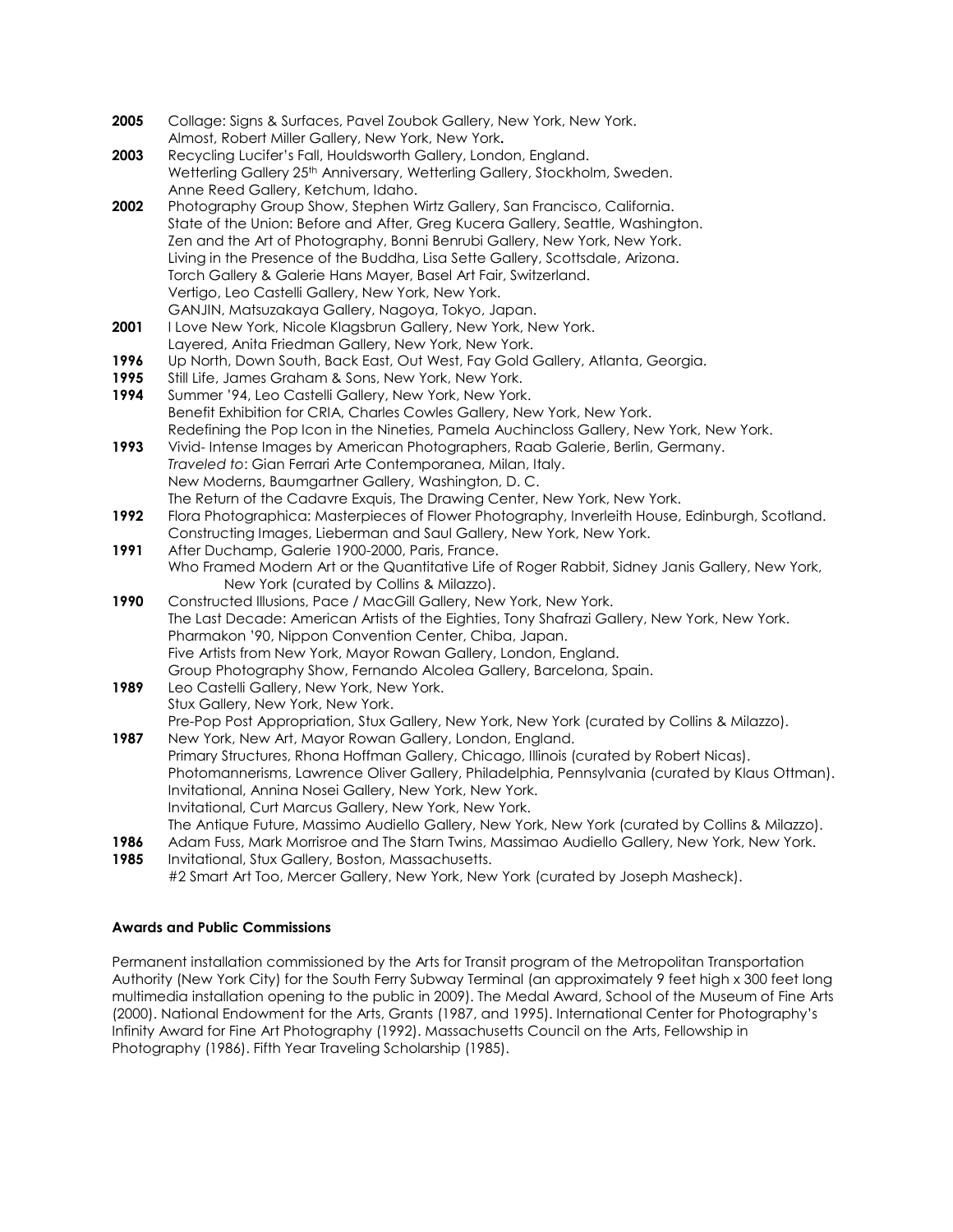**2005** Collage: Signs & Surfaces, Pavel Zoubok Gallery, New York, New York.
Almost, Robert Miller Gallery, New York, New York.

**2003** Recycling Lucifer's Fall, Houldsworth Gallery, London, England.
Wetterling Gallery 25th Anniversary, Wetterling Gallery, Stockholm, Sweden.
Anne Reed Gallery, Ketchum, Idaho.

**2002** Photography Group Show, Stephen Wirtz Gallery, San Francisco, California.
State of the Union: Before and After, Greg Kucera Gallery, Seattle, Washington.
Zen and the Art of Photography, Bonni Benrubi Gallery, New York, New York.
Living in the Presence of the Buddha, Lisa Sette Gallery, Scottsdale, Arizona.
Torch Gallery & Galerie Hans Mayer, Basel Art Fair, Switzerland.
Vertigo, Leo Castelli Gallery, New York, New York.
GANJIN, Matsuzakaya Gallery, Nagoya, Tokyo, Japan.

**2001** I Love New York, Nicole Klagsbrun Gallery, New York, New York.
Layered, Anita Friedman Gallery, New York, New York.

**1996** Up North, Down South, Back East, Out West, Fay Gold Gallery, Atlanta, Georgia.

**1995** Still Life, James Graham & Sons, New York, New York.

**1994** Summer '94, Leo Castelli Gallery, New York, New York.
Benefit Exhibition for CRIA, Charles Cowles Gallery, New York, New York.
Redefining the Pop Icon in the Nineties, Pamela Auchincloss Gallery, New York, New York.

**1993** Vivid- Intense Images by American Photographers, Raab Galerie, Berlin, Germany.
*Traveled to*: Gian Ferrari Arte Contemporanea, Milan, Italy.
New Moderns, Baumgartner Gallery, Washington, D. C.
The Return of the Cadavre Exquis, The Drawing Center, New York, New York.

**1992** Flora Photographica: Masterpieces of Flower Photography, Inverleith House, Edinburgh, Scotland.
Constructing Images, Lieberman and Saul Gallery, New York, New York.

**1991** After Duchamp, Galerie 1900-2000, Paris, France.
Who Framed Modern Art or the Quantitative Life of Roger Rabbit, Sidney Janis Gallery, New York, New York (curated by Collins & Milazzo).

**1990** Constructed Illusions, Pace / MacGill Gallery, New York, New York.
The Last Decade: American Artists of the Eighties, Tony Shafrazi Gallery, New York, New York.
Pharmakon '90, Nippon Convention Center, Chiba, Japan.
Five Artists from New York, Mayor Rowan Gallery, London, England.
Group Photography Show, Fernando Alcolea Gallery, Barcelona, Spain.

**1989** Leo Castelli Gallery, New York, New York.
Stux Gallery, New York, New York.
Pre-Pop Post Appropriation, Stux Gallery, New York, New York (curated by Collins & Milazzo).

**1987** New York, New Art, Mayor Rowan Gallery, London, England.
Primary Structures, Rhona Hoffman Gallery, Chicago, Illinois (curated by Robert Nicas).
Photomannerisms, Lawrence Oliver Gallery, Philadelphia, Pennsylvania (curated by Klaus Ottman).
Invitational, Annina Nosei Gallery, New York, New York.
Invitational, Curt Marcus Gallery, New York, New York.
The Antique Future, Massimo Audiello Gallery, New York, New York (curated by Collins & Milazzo).

**1986** Adam Fuss, Mark Morrisroe and The Starn Twins, Massimao Audiello Gallery, New York, New York.

**1985** Invitational, Stux Gallery, Boston, Massachusetts.
#2 Smart Art Too, Mercer Gallery, New York, New York (curated by Joseph Masheck).

**Awards and Public Commissions**

Permanent installation commissioned by the Arts for Transit program of the Metropolitan Transportation Authority (New York City) for the South Ferry Subway Terminal (an approximately 9 feet high x 300 feet long multimedia installation opening to the public in 2009). The Medal Award, School of the Museum of Fine Arts (2000). National Endowment for the Arts, Grants (1987, and 1995). International Center for Photography's Infinity Award for Fine Art Photography (1992). Massachusetts Council on the Arts, Fellowship in Photography (1986). Fifth Year Traveling Scholarship (1985).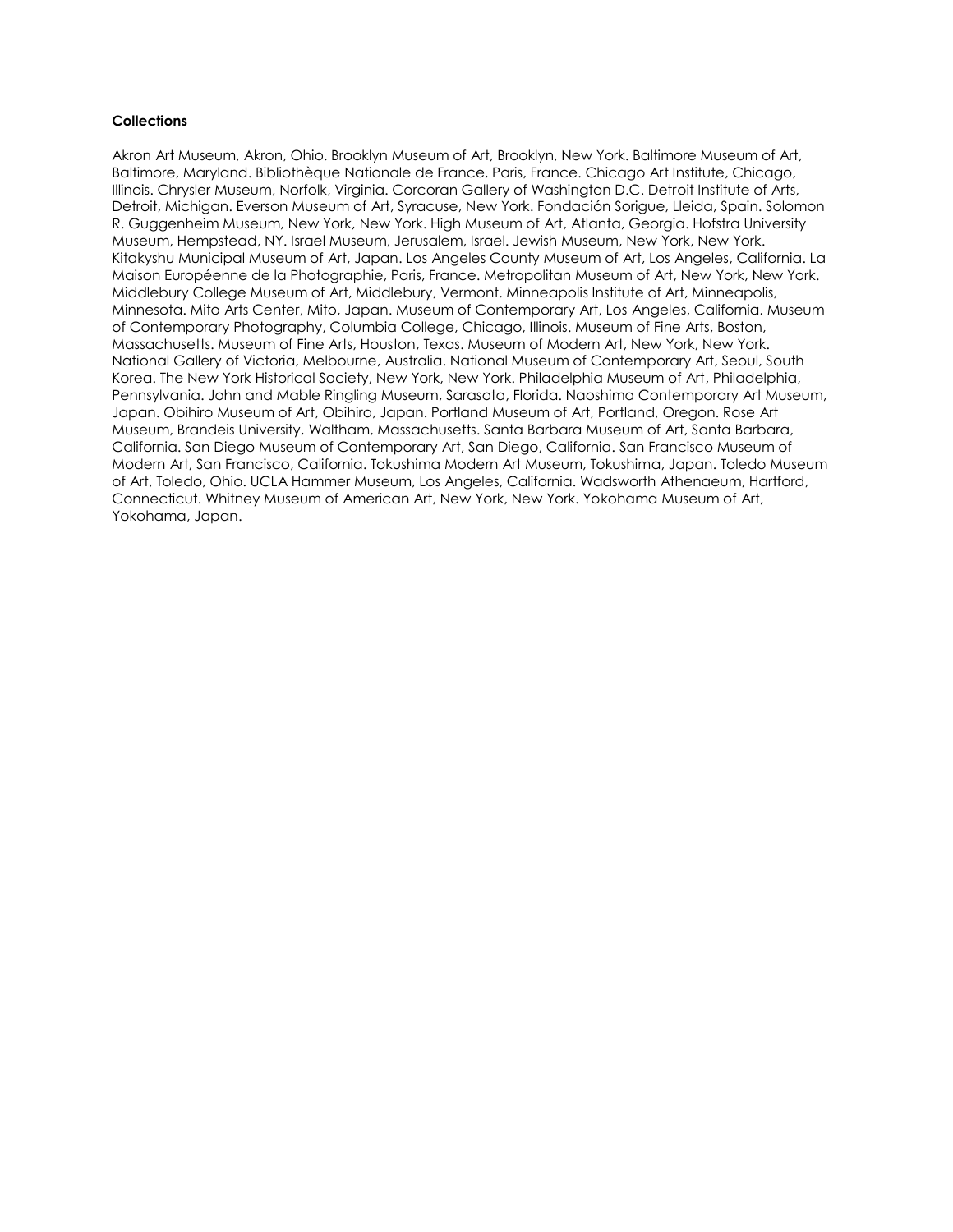**Collections**

Akron Art Museum, Akron, Ohio. Brooklyn Museum of Art, Brooklyn, New York. Baltimore Museum of Art, Baltimore, Maryland. Bibliothèque Nationale de France, Paris, France. Chicago Art Institute, Chicago, Illinois. Chrysler Museum, Norfolk, Virginia. Corcoran Gallery of Washington D.C. Detroit Institute of Arts, Detroit, Michigan. Everson Museum of Art, Syracuse, New York. Fondación Sorigue, Lleida, Spain. Solomon R. Guggenheim Museum, New York, New York. High Museum of Art, Atlanta, Georgia. Hofstra University Museum, Hempstead, NY. Israel Museum, Jerusalem, Israel. Jewish Museum, New York, New York. Kitakyshu Municipal Museum of Art, Japan. Los Angeles County Museum of Art, Los Angeles, California. La Maison Européenne de la Photographie, Paris, France. Metropolitan Museum of Art, New York, New York. Middlebury College Museum of Art, Middlebury, Vermont. Minneapolis Institute of Art, Minneapolis, Minnesota. Mito Arts Center, Mito, Japan. Museum of Contemporary Art, Los Angeles, California. Museum of Contemporary Photography, Columbia College, Chicago, Illinois. Museum of Fine Arts, Boston, Massachusetts. Museum of Fine Arts, Houston, Texas. Museum of Modern Art, New York, New York. National Gallery of Victoria, Melbourne, Australia. National Museum of Contemporary Art, Seoul, South Korea. The New York Historical Society, New York, New York. Philadelphia Museum of Art, Philadelphia, Pennsylvania. John and Mable Ringling Museum, Sarasota, Florida. Naoshima Contemporary Art Museum, Japan. Obihiro Museum of Art, Obihiro, Japan. Portland Museum of Art, Portland, Oregon. Rose Art Museum, Brandeis University, Waltham, Massachusetts. Santa Barbara Museum of Art, Santa Barbara, California. San Diego Museum of Contemporary Art, San Diego, California. San Francisco Museum of Modern Art, San Francisco, California. Tokushima Modern Art Museum, Tokushima, Japan. Toledo Museum of Art, Toledo, Ohio. UCLA Hammer Museum, Los Angeles, California. Wadsworth Athenaeum, Hartford, Connecticut. Whitney Museum of American Art, New York, New York. Yokohama Museum of Art, Yokohama, Japan.